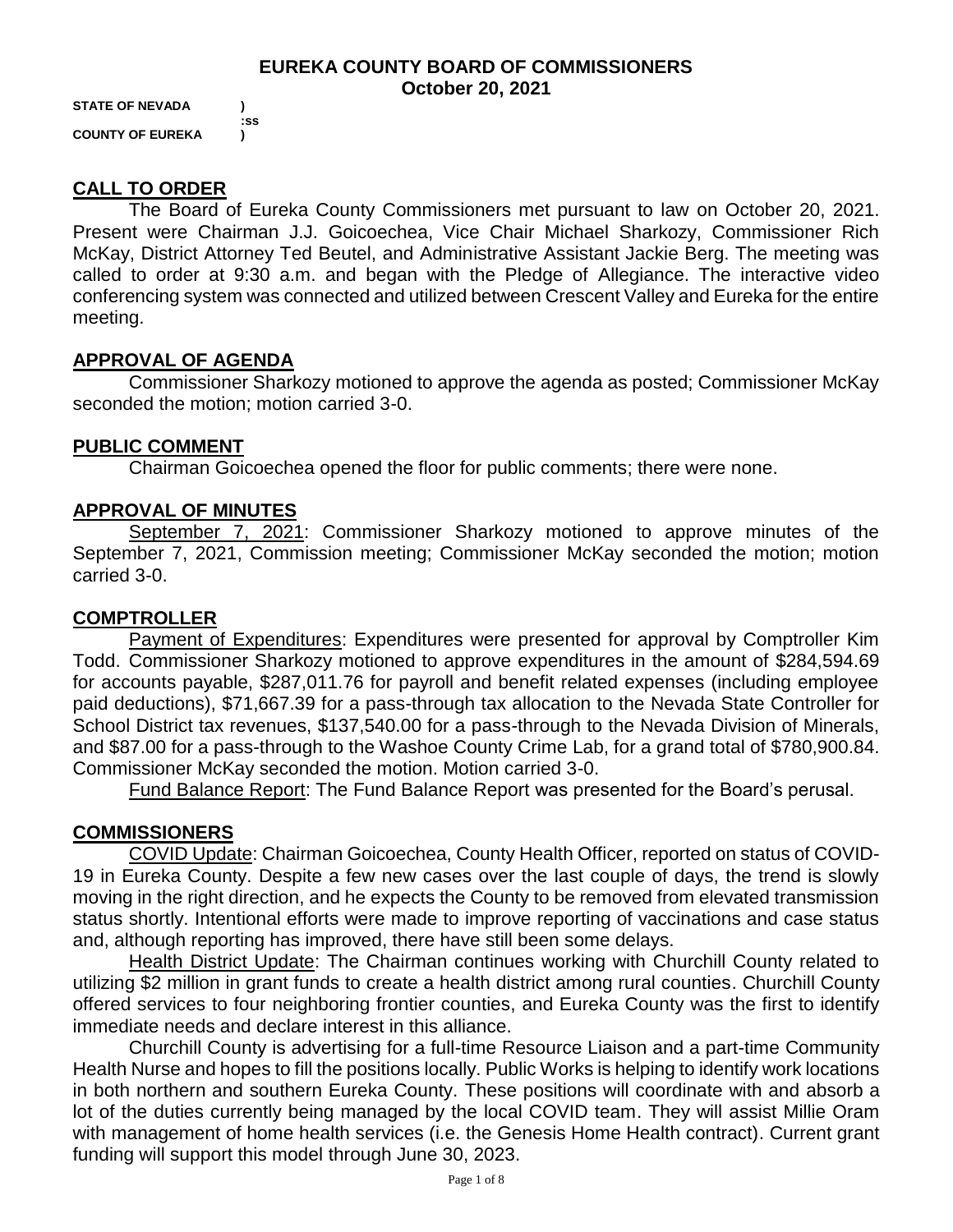# EUREKA COUNTY BOARD OF COMMISSIONERS
## October 20, 2021

**STATE OF NEVADA )**
**:ss**
**COUNTY OF EUREKA )**

## CALL TO ORDER

The Board of Eureka County Commissioners met pursuant to law on October 20, 2021. Present were Chairman J.J. Goicoechea, Vice Chair Michael Sharkozy, Commissioner Rich McKay, District Attorney Ted Beutel, and Administrative Assistant Jackie Berg. The meeting was called to order at 9:30 a.m. and began with the Pledge of Allegiance. The interactive video conferencing system was connected and utilized between Crescent Valley and Eureka for the entire meeting.

## APPROVAL OF AGENDA

Commissioner Sharkozy motioned to approve the agenda as posted; Commissioner McKay seconded the motion; motion carried 3-0.

## PUBLIC COMMENT

Chairman Goicoechea opened the floor for public comments; there were none.

## APPROVAL OF MINUTES

September 7, 2021: Commissioner Sharkozy motioned to approve minutes of the September 7, 2021, Commission meeting; Commissioner McKay seconded the motion; motion carried 3-0.

## COMPTROLLER

Payment of Expenditures: Expenditures were presented for approval by Comptroller Kim Todd. Commissioner Sharkozy motioned to approve expenditures in the amount of $284,594.69 for accounts payable, $287,011.76 for payroll and benefit related expenses (including employee paid deductions), $71,667.39 for a pass-through tax allocation to the Nevada State Controller for School District tax revenues, $137,540.00 for a pass-through to the Nevada Division of Minerals, and $87.00 for a pass-through to the Washoe County Crime Lab, for a grand total of $780,900.84. Commissioner McKay seconded the motion. Motion carried 3-0.

Fund Balance Report: The Fund Balance Report was presented for the Board's perusal.

## COMMISSIONERS

COVID Update: Chairman Goicoechea, County Health Officer, reported on status of COVID-19 in Eureka County. Despite a few new cases over the last couple of days, the trend is slowly moving in the right direction, and he expects the County to be removed from elevated transmission status shortly. Intentional efforts were made to improve reporting of vaccinations and case status and, although reporting has improved, there have still been some delays.

Health District Update: The Chairman continues working with Churchill County related to utilizing $2 million in grant funds to create a health district among rural counties. Churchill County offered services to four neighboring frontier counties, and Eureka County was the first to identify immediate needs and declare interest in this alliance.

Churchill County is advertising for a full-time Resource Liaison and a part-time Community Health Nurse and hopes to fill the positions locally. Public Works is helping to identify work locations in both northern and southern Eureka County. These positions will coordinate with and absorb a lot of the duties currently being managed by the local COVID team. They will assist Millie Oram with management of home health services (i.e. the Genesis Home Health contract). Current grant funding will support this model through June 30, 2023.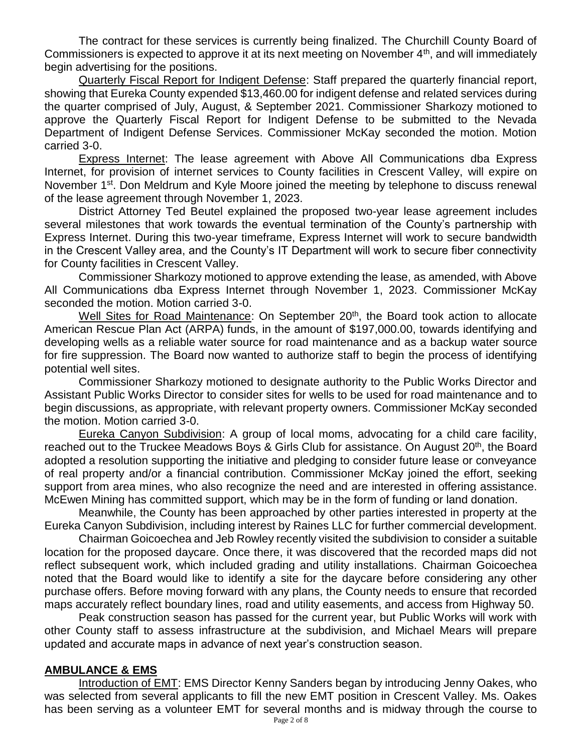The contract for these services is currently being finalized. The Churchill County Board of Commissioners is expected to approve it at its next meeting on November 4th, and will immediately begin advertising for the positions.

Quarterly Fiscal Report for Indigent Defense: Staff prepared the quarterly financial report, showing that Eureka County expended $13,460.00 for indigent defense and related services during the quarter comprised of July, August, & September 2021. Commissioner Sharkozy motioned to approve the Quarterly Fiscal Report for Indigent Defense to be submitted to the Nevada Department of Indigent Defense Services. Commissioner McKay seconded the motion. Motion carried 3-0.

Express Internet: The lease agreement with Above All Communications dba Express Internet, for provision of internet services to County facilities in Crescent Valley, will expire on November 1st. Don Meldrum and Kyle Moore joined the meeting by telephone to discuss renewal of the lease agreement through November 1, 2023.

District Attorney Ted Beutel explained the proposed two-year lease agreement includes several milestones that work towards the eventual termination of the County's partnership with Express Internet. During this two-year timeframe, Express Internet will work to secure bandwidth in the Crescent Valley area, and the County's IT Department will work to secure fiber connectivity for County facilities in Crescent Valley.

Commissioner Sharkozy motioned to approve extending the lease, as amended, with Above All Communications dba Express Internet through November 1, 2023. Commissioner McKay seconded the motion. Motion carried 3-0.

Well Sites for Road Maintenance: On September 20th, the Board took action to allocate American Rescue Plan Act (ARPA) funds, in the amount of $197,000.00, towards identifying and developing wells as a reliable water source for road maintenance and as a backup water source for fire suppression. The Board now wanted to authorize staff to begin the process of identifying potential well sites.

Commissioner Sharkozy motioned to designate authority to the Public Works Director and Assistant Public Works Director to consider sites for wells to be used for road maintenance and to begin discussions, as appropriate, with relevant property owners. Commissioner McKay seconded the motion. Motion carried 3-0.

Eureka Canyon Subdivision: A group of local moms, advocating for a child care facility, reached out to the Truckee Meadows Boys & Girls Club for assistance. On August 20th, the Board adopted a resolution supporting the initiative and pledging to consider future lease or conveyance of real property and/or a financial contribution. Commissioner McKay joined the effort, seeking support from area mines, who also recognize the need and are interested in offering assistance. McEwen Mining has committed support, which may be in the form of funding or land donation.

Meanwhile, the County has been approached by other parties interested in property at the Eureka Canyon Subdivision, including interest by Raines LLC for further commercial development.

Chairman Goicoechea and Jeb Rowley recently visited the subdivision to consider a suitable location for the proposed daycare. Once there, it was discovered that the recorded maps did not reflect subsequent work, which included grading and utility installations. Chairman Goicoechea noted that the Board would like to identify a site for the daycare before considering any other purchase offers. Before moving forward with any plans, the County needs to ensure that recorded maps accurately reflect boundary lines, road and utility easements, and access from Highway 50.

Peak construction season has passed for the current year, but Public Works will work with other County staff to assess infrastructure at the subdivision, and Michael Mears will prepare updated and accurate maps in advance of next year's construction season.

## AMBULANCE & EMS

Introduction of EMT: EMS Director Kenny Sanders began by introducing Jenny Oakes, who was selected from several applicants to fill the new EMT position in Crescent Valley. Ms. Oakes has been serving as a volunteer EMT for several months and is midway through the course to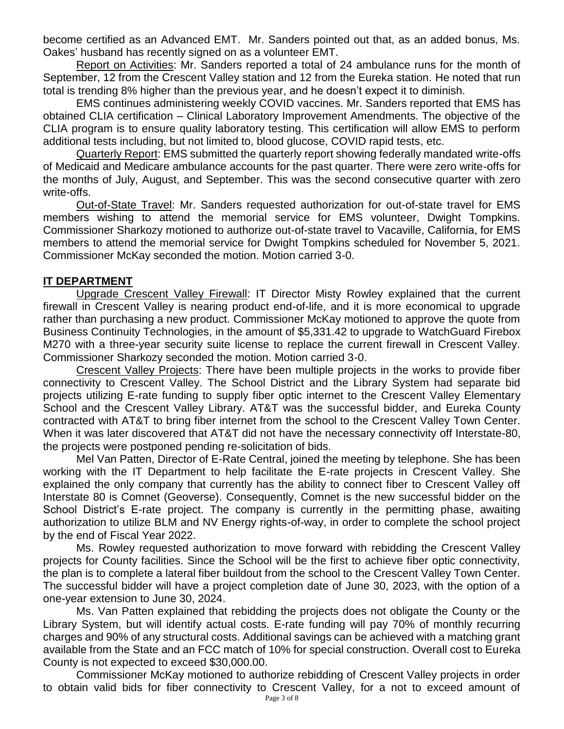become certified as an Advanced EMT. Mr. Sanders pointed out that, as an added bonus, Ms. Oakes' husband has recently signed on as a volunteer EMT.

Report on Activities: Mr. Sanders reported a total of 24 ambulance runs for the month of September, 12 from the Crescent Valley station and 12 from the Eureka station. He noted that run total is trending 8% higher than the previous year, and he doesn't expect it to diminish.

EMS continues administering weekly COVID vaccines. Mr. Sanders reported that EMS has obtained CLIA certification – Clinical Laboratory Improvement Amendments. The objective of the CLIA program is to ensure quality laboratory testing. This certification will allow EMS to perform additional tests including, but not limited to, blood glucose, COVID rapid tests, etc.

Quarterly Report: EMS submitted the quarterly report showing federally mandated write-offs of Medicaid and Medicare ambulance accounts for the past quarter. There were zero write-offs for the months of July, August, and September. This was the second consecutive quarter with zero write-offs.

Out-of-State Travel: Mr. Sanders requested authorization for out-of-state travel for EMS members wishing to attend the memorial service for EMS volunteer, Dwight Tompkins. Commissioner Sharkozy motioned to authorize out-of-state travel to Vacaville, California, for EMS members to attend the memorial service for Dwight Tompkins scheduled for November 5, 2021. Commissioner McKay seconded the motion. Motion carried 3-0.

## IT DEPARTMENT

Upgrade Crescent Valley Firewall: IT Director Misty Rowley explained that the current firewall in Crescent Valley is nearing product end-of-life, and it is more economical to upgrade rather than purchasing a new product. Commissioner McKay motioned to approve the quote from Business Continuity Technologies, in the amount of $5,331.42 to upgrade to WatchGuard Firebox M270 with a three-year security suite license to replace the current firewall in Crescent Valley. Commissioner Sharkozy seconded the motion. Motion carried 3-0.

Crescent Valley Projects: There have been multiple projects in the works to provide fiber connectivity to Crescent Valley. The School District and the Library System had separate bid projects utilizing E-rate funding to supply fiber optic internet to the Crescent Valley Elementary School and the Crescent Valley Library. AT&T was the successful bidder, and Eureka County contracted with AT&T to bring fiber internet from the school to the Crescent Valley Town Center. When it was later discovered that AT&T did not have the necessary connectivity off Interstate-80, the projects were postponed pending re-solicitation of bids.

Mel Van Patten, Director of E-Rate Central, joined the meeting by telephone. She has been working with the IT Department to help facilitate the E-rate projects in Crescent Valley. She explained the only company that currently has the ability to connect fiber to Crescent Valley off Interstate 80 is Comnet (Geoverse). Consequently, Comnet is the new successful bidder on the School District's E-rate project. The company is currently in the permitting phase, awaiting authorization to utilize BLM and NV Energy rights-of-way, in order to complete the school project by the end of Fiscal Year 2022.

Ms. Rowley requested authorization to move forward with rebidding the Crescent Valley projects for County facilities. Since the School will be the first to achieve fiber optic connectivity, the plan is to complete a lateral fiber buildout from the school to the Crescent Valley Town Center. The successful bidder will have a project completion date of June 30, 2023, with the option of a one-year extension to June 30, 2024.

Ms. Van Patten explained that rebidding the projects does not obligate the County or the Library System, but will identify actual costs. E-rate funding will pay 70% of monthly recurring charges and 90% of any structural costs. Additional savings can be achieved with a matching grant available from the State and an FCC match of 10% for special construction. Overall cost to Eureka County is not expected to exceed $30,000.00.

Commissioner McKay motioned to authorize rebidding of Crescent Valley projects in order to obtain valid bids for fiber connectivity to Crescent Valley, for a not to exceed amount of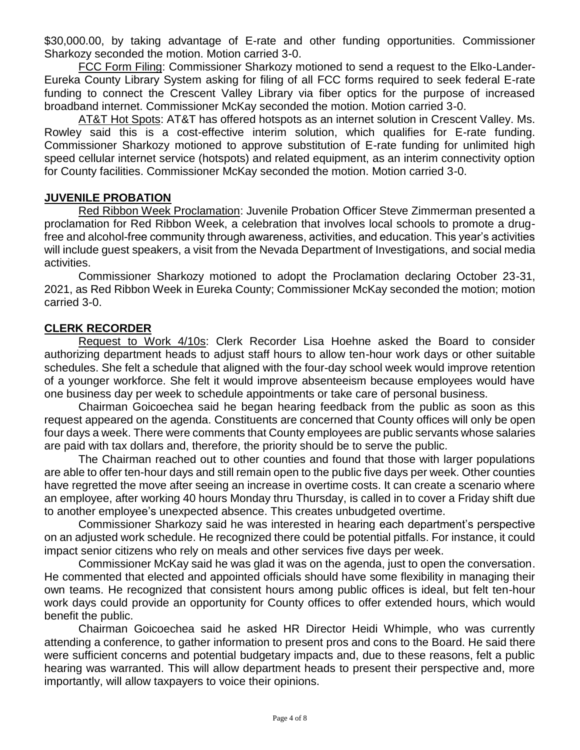$30,000.00, by taking advantage of E-rate and other funding opportunities. Commissioner Sharkozy seconded the motion. Motion carried 3-0.

FCC Form Filing: Commissioner Sharkozy motioned to send a request to the Elko-Lander-Eureka County Library System asking for filing of all FCC forms required to seek federal E-rate funding to connect the Crescent Valley Library via fiber optics for the purpose of increased broadband internet. Commissioner McKay seconded the motion. Motion carried 3-0.

AT&T Hot Spots: AT&T has offered hotspots as an internet solution in Crescent Valley. Ms. Rowley said this is a cost-effective interim solution, which qualifies for E-rate funding. Commissioner Sharkozy motioned to approve substitution of E-rate funding for unlimited high speed cellular internet service (hotspots) and related equipment, as an interim connectivity option for County facilities. Commissioner McKay seconded the motion. Motion carried 3-0.

**JUVENILE PROBATION**

Red Ribbon Week Proclamation: Juvenile Probation Officer Steve Zimmerman presented a proclamation for Red Ribbon Week, a celebration that involves local schools to promote a drug-free and alcohol-free community through awareness, activities, and education. This year's activities will include guest speakers, a visit from the Nevada Department of Investigations, and social media activities.

Commissioner Sharkozy motioned to adopt the Proclamation declaring October 23-31, 2021, as Red Ribbon Week in Eureka County; Commissioner McKay seconded the motion; motion carried 3-0.

**CLERK RECORDER**

Request to Work 4/10s: Clerk Recorder Lisa Hoehne asked the Board to consider authorizing department heads to adjust staff hours to allow ten-hour work days or other suitable schedules. She felt a schedule that aligned with the four-day school week would improve retention of a younger workforce. She felt it would improve absenteeism because employees would have one business day per week to schedule appointments or take care of personal business.

Chairman Goicoechea said he began hearing feedback from the public as soon as this request appeared on the agenda. Constituents are concerned that County offices will only be open four days a week. There were comments that County employees are public servants whose salaries are paid with tax dollars and, therefore, the priority should be to serve the public.

The Chairman reached out to other counties and found that those with larger populations are able to offer ten-hour days and still remain open to the public five days per week. Other counties have regretted the move after seeing an increase in overtime costs. It can create a scenario where an employee, after working 40 hours Monday thru Thursday, is called in to cover a Friday shift due to another employee's unexpected absence. This creates unbudgeted overtime.

Commissioner Sharkozy said he was interested in hearing each department's perspective on an adjusted work schedule. He recognized there could be potential pitfalls. For instance, it could impact senior citizens who rely on meals and other services five days per week.

Commissioner McKay said he was glad it was on the agenda, just to open the conversation. He commented that elected and appointed officials should have some flexibility in managing their own teams. He recognized that consistent hours among public offices is ideal, but felt ten-hour work days could provide an opportunity for County offices to offer extended hours, which would benefit the public.

Chairman Goicoechea said he asked HR Director Heidi Whimple, who was currently attending a conference, to gather information to present pros and cons to the Board. He said there were sufficient concerns and potential budgetary impacts and, due to these reasons, felt a public hearing was warranted. This will allow department heads to present their perspective and, more importantly, will allow taxpayers to voice their opinions.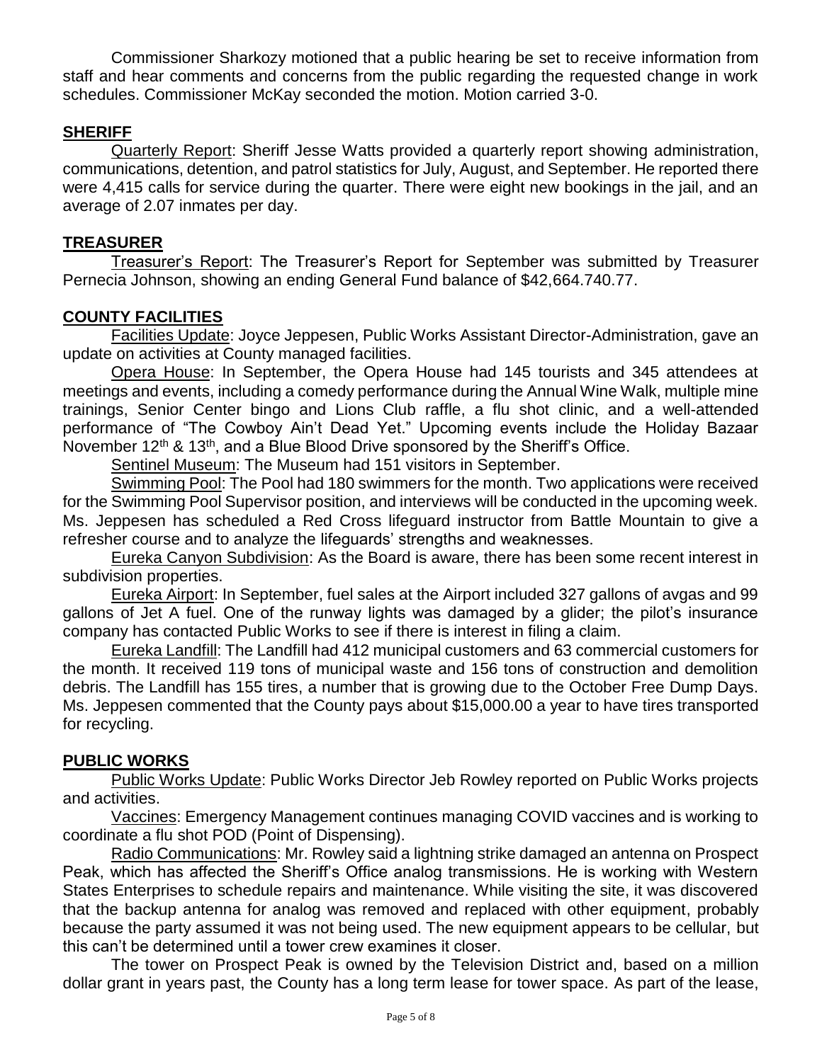Commissioner Sharkozy motioned that a public hearing be set to receive information from staff and hear comments and concerns from the public regarding the requested change in work schedules. Commissioner McKay seconded the motion. Motion carried 3-0.

## SHERIFF

Quarterly Report: Sheriff Jesse Watts provided a quarterly report showing administration, communications, detention, and patrol statistics for July, August, and September. He reported there were 4,415 calls for service during the quarter. There were eight new bookings in the jail, and an average of 2.07 inmates per day.

## TREASURER

Treasurer's Report: The Treasurer's Report for September was submitted by Treasurer Pernecia Johnson, showing an ending General Fund balance of $42,664.740.77.

## COUNTY FACILITIES

Facilities Update: Joyce Jeppesen, Public Works Assistant Director-Administration, gave an update on activities at County managed facilities.

Opera House: In September, the Opera House had 145 tourists and 345 attendees at meetings and events, including a comedy performance during the Annual Wine Walk, multiple mine trainings, Senior Center bingo and Lions Club raffle, a flu shot clinic, and a well-attended performance of "The Cowboy Ain't Dead Yet." Upcoming events include the Holiday Bazaar November 12th & 13th, and a Blue Blood Drive sponsored by the Sheriff's Office.

Sentinel Museum: The Museum had 151 visitors in September.

Swimming Pool: The Pool had 180 swimmers for the month. Two applications were received for the Swimming Pool Supervisor position, and interviews will be conducted in the upcoming week. Ms. Jeppesen has scheduled a Red Cross lifeguard instructor from Battle Mountain to give a refresher course and to analyze the lifeguards' strengths and weaknesses.

Eureka Canyon Subdivision: As the Board is aware, there has been some recent interest in subdivision properties.

Eureka Airport: In September, fuel sales at the Airport included 327 gallons of avgas and 99 gallons of Jet A fuel. One of the runway lights was damaged by a glider; the pilot's insurance company has contacted Public Works to see if there is interest in filing a claim.

Eureka Landfill: The Landfill had 412 municipal customers and 63 commercial customers for the month. It received 119 tons of municipal waste and 156 tons of construction and demolition debris. The Landfill has 155 tires, a number that is growing due to the October Free Dump Days. Ms. Jeppesen commented that the County pays about $15,000.00 a year to have tires transported for recycling.

## PUBLIC WORKS

Public Works Update: Public Works Director Jeb Rowley reported on Public Works projects and activities.

Vaccines: Emergency Management continues managing COVID vaccines and is working to coordinate a flu shot POD (Point of Dispensing).

Radio Communications: Mr. Rowley said a lightning strike damaged an antenna on Prospect Peak, which has affected the Sheriff's Office analog transmissions. He is working with Western States Enterprises to schedule repairs and maintenance. While visiting the site, it was discovered that the backup antenna for analog was removed and replaced with other equipment, probably because the party assumed it was not being used. The new equipment appears to be cellular, but this can't be determined until a tower crew examines it closer.

The tower on Prospect Peak is owned by the Television District and, based on a million dollar grant in years past, the County has a long term lease for tower space. As part of the lease,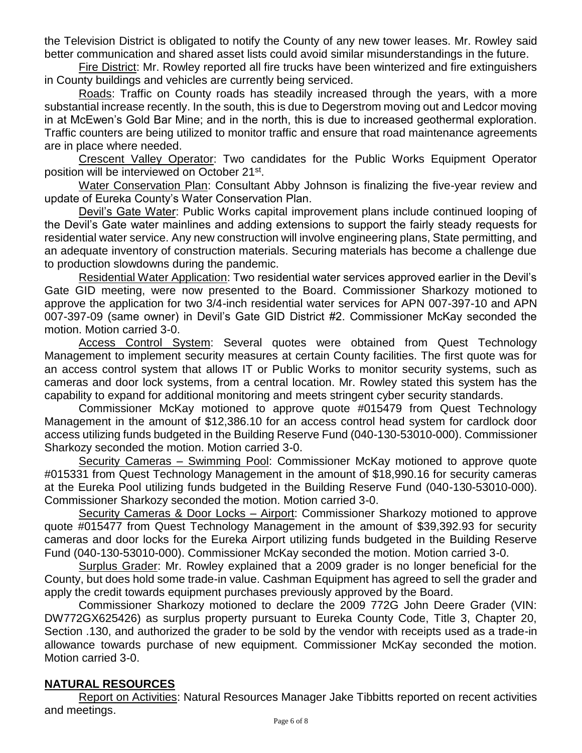the Television District is obligated to notify the County of any new tower leases. Mr. Rowley said better communication and shared asset lists could avoid similar misunderstandings in the future.

Fire District: Mr. Rowley reported all fire trucks have been winterized and fire extinguishers in County buildings and vehicles are currently being serviced.

Roads: Traffic on County roads has steadily increased through the years, with a more substantial increase recently. In the south, this is due to Degerstrom moving out and Ledcor moving in at McEwen's Gold Bar Mine; and in the north, this is due to increased geothermal exploration. Traffic counters are being utilized to monitor traffic and ensure that road maintenance agreements are in place where needed.

Crescent Valley Operator: Two candidates for the Public Works Equipment Operator position will be interviewed on October 21st.

Water Conservation Plan: Consultant Abby Johnson is finalizing the five-year review and update of Eureka County's Water Conservation Plan.

Devil's Gate Water: Public Works capital improvement plans include continued looping of the Devil's Gate water mainlines and adding extensions to support the fairly steady requests for residential water service. Any new construction will involve engineering plans, State permitting, and an adequate inventory of construction materials. Securing materials has become a challenge due to production slowdowns during the pandemic.

Residential Water Application: Two residential water services approved earlier in the Devil's Gate GID meeting, were now presented to the Board. Commissioner Sharkozy motioned to approve the application for two 3/4-inch residential water services for APN 007-397-10 and APN 007-397-09 (same owner) in Devil's Gate GID District #2. Commissioner McKay seconded the motion. Motion carried 3-0.

Access Control System: Several quotes were obtained from Quest Technology Management to implement security measures at certain County facilities. The first quote was for an access control system that allows IT or Public Works to monitor security systems, such as cameras and door lock systems, from a central location. Mr. Rowley stated this system has the capability to expand for additional monitoring and meets stringent cyber security standards.

Commissioner McKay motioned to approve quote #015479 from Quest Technology Management in the amount of $12,386.10 for an access control head system for cardlock door access utilizing funds budgeted in the Building Reserve Fund (040-130-53010-000). Commissioner Sharkozy seconded the motion. Motion carried 3-0.

Security Cameras – Swimming Pool: Commissioner McKay motioned to approve quote #015331 from Quest Technology Management in the amount of $18,990.16 for security cameras at the Eureka Pool utilizing funds budgeted in the Building Reserve Fund (040-130-53010-000). Commissioner Sharkozy seconded the motion. Motion carried 3-0.

Security Cameras & Door Locks – Airport: Commissioner Sharkozy motioned to approve quote #015477 from Quest Technology Management in the amount of $39,392.93 for security cameras and door locks for the Eureka Airport utilizing funds budgeted in the Building Reserve Fund (040-130-53010-000). Commissioner McKay seconded the motion. Motion carried 3-0.

Surplus Grader: Mr. Rowley explained that a 2009 grader is no longer beneficial for the County, but does hold some trade-in value. Cashman Equipment has agreed to sell the grader and apply the credit towards equipment purchases previously approved by the Board.

Commissioner Sharkozy motioned to declare the 2009 772G John Deere Grader (VIN: DW772GX625426) as surplus property pursuant to Eureka County Code, Title 3, Chapter 20, Section .130, and authorized the grader to be sold by the vendor with receipts used as a trade-in allowance towards purchase of new equipment. Commissioner McKay seconded the motion. Motion carried 3-0.

## NATURAL RESOURCES

Report on Activities: Natural Resources Manager Jake Tibbitts reported on recent activities and meetings.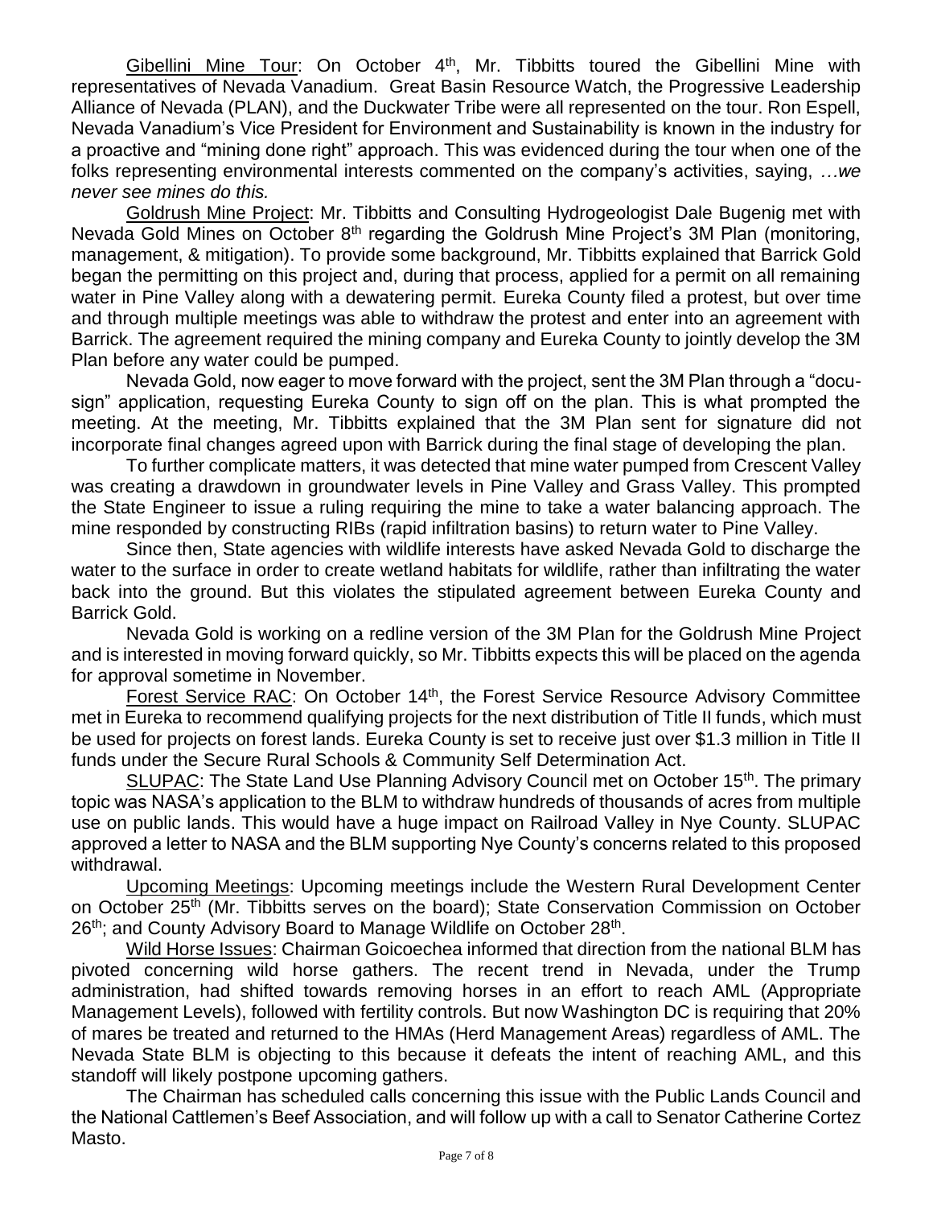Gibellini Mine Tour: On October 4th, Mr. Tibbitts toured the Gibellini Mine with representatives of Nevada Vanadium. Great Basin Resource Watch, the Progressive Leadership Alliance of Nevada (PLAN), and the Duckwater Tribe were all represented on the tour. Ron Espell, Nevada Vanadium's Vice President for Environment and Sustainability is known in the industry for a proactive and "mining done right" approach. This was evidenced during the tour when one of the folks representing environmental interests commented on the company's activities, saying, *…we never see mines do this.*

Goldrush Mine Project: Mr. Tibbitts and Consulting Hydrogeologist Dale Bugenig met with Nevada Gold Mines on October 8th regarding the Goldrush Mine Project's 3M Plan (monitoring, management, & mitigation). To provide some background, Mr. Tibbitts explained that Barrick Gold began the permitting on this project and, during that process, applied for a permit on all remaining water in Pine Valley along with a dewatering permit. Eureka County filed a protest, but over time and through multiple meetings was able to withdraw the protest and enter into an agreement with Barrick. The agreement required the mining company and Eureka County to jointly develop the 3M Plan before any water could be pumped.

Nevada Gold, now eager to move forward with the project, sent the 3M Plan through a "docu-sign" application, requesting Eureka County to sign off on the plan. This is what prompted the meeting. At the meeting, Mr. Tibbitts explained that the 3M Plan sent for signature did not incorporate final changes agreed upon with Barrick during the final stage of developing the plan.

To further complicate matters, it was detected that mine water pumped from Crescent Valley was creating a drawdown in groundwater levels in Pine Valley and Grass Valley. This prompted the State Engineer to issue a ruling requiring the mine to take a water balancing approach. The mine responded by constructing RIBs (rapid infiltration basins) to return water to Pine Valley.

Since then, State agencies with wildlife interests have asked Nevada Gold to discharge the water to the surface in order to create wetland habitats for wildlife, rather than infiltrating the water back into the ground. But this violates the stipulated agreement between Eureka County and Barrick Gold.

Nevada Gold is working on a redline version of the 3M Plan for the Goldrush Mine Project and is interested in moving forward quickly, so Mr. Tibbitts expects this will be placed on the agenda for approval sometime in November.

Forest Service RAC: On October 14th, the Forest Service Resource Advisory Committee met in Eureka to recommend qualifying projects for the next distribution of Title II funds, which must be used for projects on forest lands. Eureka County is set to receive just over $1.3 million in Title II funds under the Secure Rural Schools & Community Self Determination Act.

SLUPAC: The State Land Use Planning Advisory Council met on October 15th. The primary topic was NASA's application to the BLM to withdraw hundreds of thousands of acres from multiple use on public lands. This would have a huge impact on Railroad Valley in Nye County. SLUPAC approved a letter to NASA and the BLM supporting Nye County's concerns related to this proposed withdrawal.

Upcoming Meetings: Upcoming meetings include the Western Rural Development Center on October 25th (Mr. Tibbitts serves on the board); State Conservation Commission on October 26th; and County Advisory Board to Manage Wildlife on October 28th.

Wild Horse Issues: Chairman Goicoechea informed that direction from the national BLM has pivoted concerning wild horse gathers. The recent trend in Nevada, under the Trump administration, had shifted towards removing horses in an effort to reach AML (Appropriate Management Levels), followed with fertility controls. But now Washington DC is requiring that 20% of mares be treated and returned to the HMAs (Herd Management Areas) regardless of AML. The Nevada State BLM is objecting to this because it defeats the intent of reaching AML, and this standoff will likely postpone upcoming gathers.

The Chairman has scheduled calls concerning this issue with the Public Lands Council and the National Cattlemen's Beef Association, and will follow up with a call to Senator Catherine Cortez Masto.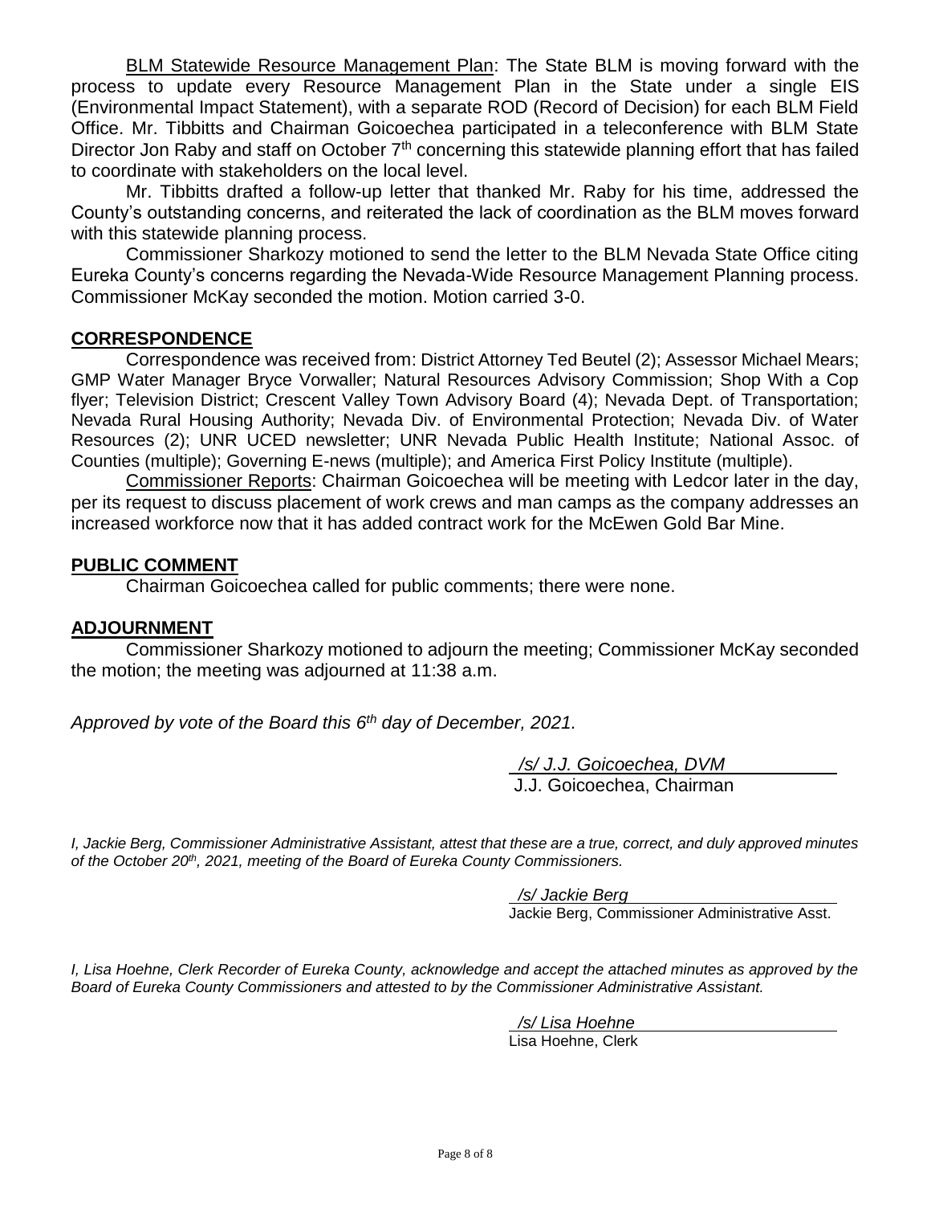BLM Statewide Resource Management Plan: The State BLM is moving forward with the process to update every Resource Management Plan in the State under a single EIS (Environmental Impact Statement), with a separate ROD (Record of Decision) for each BLM Field Office. Mr. Tibbitts and Chairman Goicoechea participated in a teleconference with BLM State Director Jon Raby and staff on October 7th concerning this statewide planning effort that has failed to coordinate with stakeholders on the local level.

Mr. Tibbitts drafted a follow-up letter that thanked Mr. Raby for his time, addressed the County's outstanding concerns, and reiterated the lack of coordination as the BLM moves forward with this statewide planning process.

Commissioner Sharkozy motioned to send the letter to the BLM Nevada State Office citing Eureka County's concerns regarding the Nevada-Wide Resource Management Planning process. Commissioner McKay seconded the motion. Motion carried 3-0.

## CORRESPONDENCE

Correspondence was received from: District Attorney Ted Beutel (2); Assessor Michael Mears; GMP Water Manager Bryce Vorwaller; Natural Resources Advisory Commission; Shop With a Cop flyer; Television District; Crescent Valley Town Advisory Board (4); Nevada Dept. of Transportation; Nevada Rural Housing Authority; Nevada Div. of Environmental Protection; Nevada Div. of Water Resources (2); UNR UCED newsletter; UNR Nevada Public Health Institute; National Assoc. of Counties (multiple); Governing E-news (multiple); and America First Policy Institute (multiple).

Commissioner Reports: Chairman Goicoechea will be meeting with Ledcor later in the day, per its request to discuss placement of work crews and man camps as the company addresses an increased workforce now that it has added contract work for the McEwen Gold Bar Mine.

## PUBLIC COMMENT

Chairman Goicoechea called for public comments; there were none.

## ADJOURNMENT

Commissioner Sharkozy motioned to adjourn the meeting; Commissioner McKay seconded the motion; the meeting was adjourned at 11:38 a.m.

*Approved by vote of the Board this 6th day of December, 2021.*

*/s/ J.J. Goicoechea, DVM*
J.J. Goicoechea, Chairman

*I, Jackie Berg, Commissioner Administrative Assistant, attest that these are a true, correct, and duly approved minutes of the October 20th, 2021, meeting of the Board of Eureka County Commissioners.*

*/s/ Jackie Berg*
Jackie Berg, Commissioner Administrative Asst.

*I, Lisa Hoehne, Clerk Recorder of Eureka County, acknowledge and accept the attached minutes as approved by the Board of Eureka County Commissioners and attested to by the Commissioner Administrative Assistant.*

*/s/ Lisa Hoehne*
Lisa Hoehne, Clerk